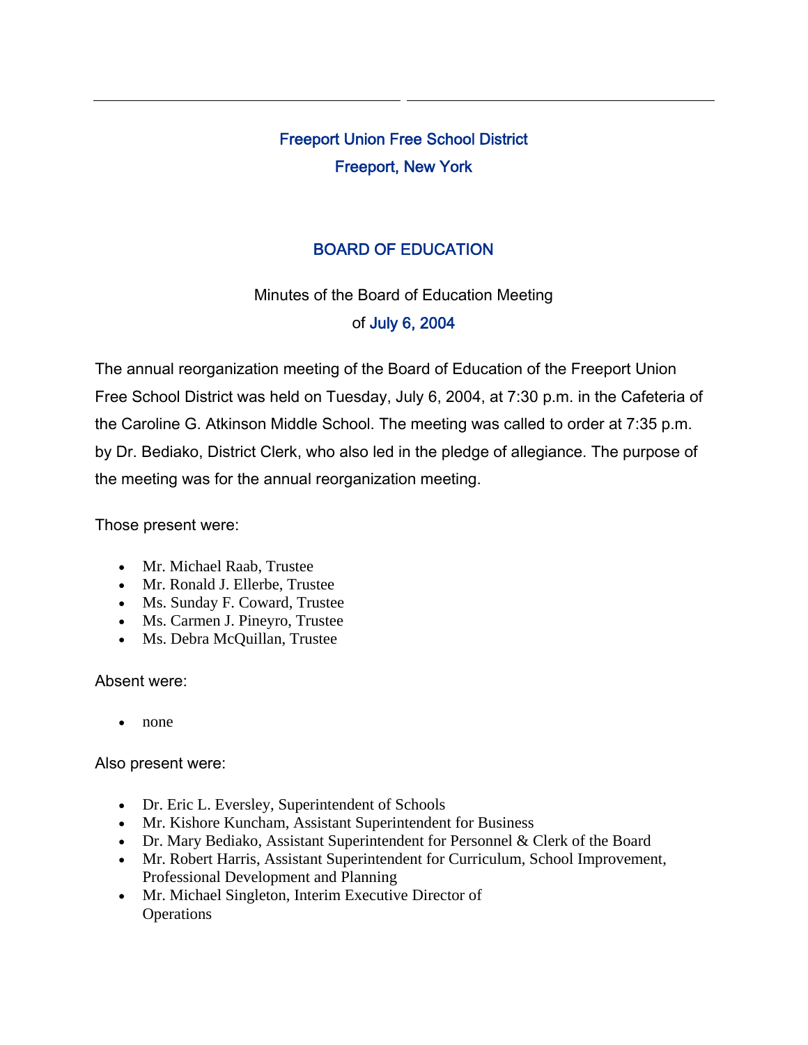# Freeport Union Free School District

## Freeport, New York

## BOARD OF EDUCATION

Minutes of the Board of Education Meeting
of July 6, 2004

The annual reorganization meeting of the Board of Education of the Freeport Union Free School District was held on Tuesday, July 6, 2004, at 7:30 p.m. in the Cafeteria of the Caroline G. Atkinson Middle School. The meeting was called to order at 7:35 p.m. by Dr. Bediako, District Clerk, who also led in the pledge of allegiance. The purpose of the meeting was for the annual reorganization meeting.

Those present were:

- Mr. Michael Raab, Trustee
- Mr. Ronald J. Ellerbe, Trustee
- Ms. Sunday F. Coward, Trustee
- Ms. Carmen J. Pineyro, Trustee
- Ms. Debra McQuillan, Trustee

Absent were:

- none

Also present were:

- Dr. Eric L. Eversley, Superintendent of Schools
- Mr. Kishore Kuncham, Assistant Superintendent for Business
- Dr. Mary Bediako, Assistant Superintendent for Personnel & Clerk of the Board
- Mr. Robert Harris, Assistant Superintendent for Curriculum, School Improvement, Professional Development and Planning
- Mr. Michael Singleton, Interim Executive Director of Operations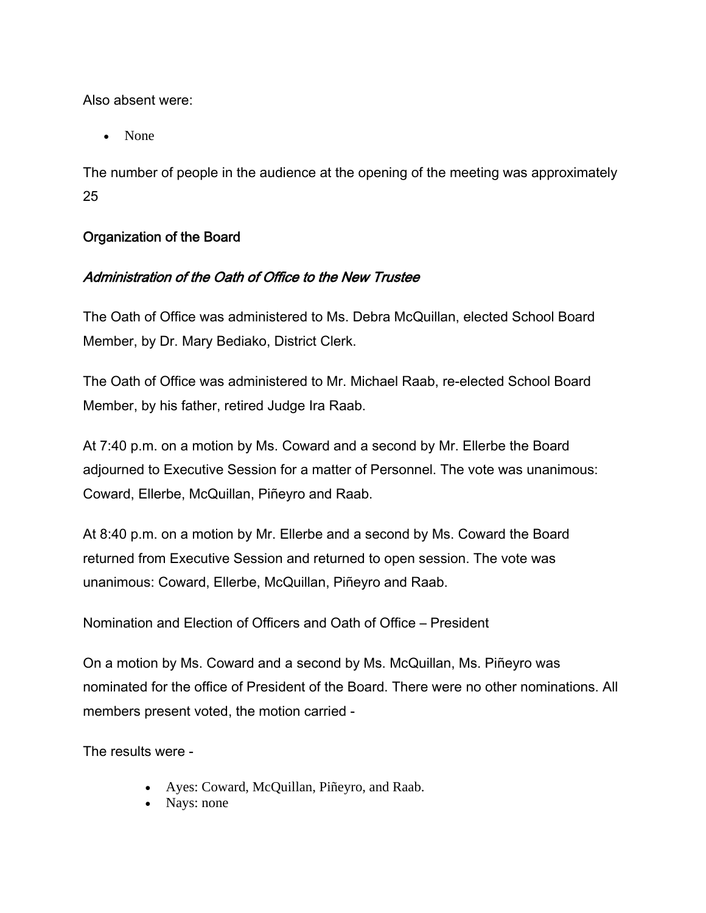Also absent were:

- None

The number of people in the audience at the opening of the meeting was approximately 25

## Organization of the Board

### *Administration of the Oath of Office to the New Trustee*

The Oath of Office was administered to Ms. Debra McQuillan, elected School Board Member, by Dr. Mary Bediako, District Clerk.

The Oath of Office was administered to Mr. Michael Raab, re-elected School Board Member, by his father, retired Judge Ira Raab.

At 7:40 p.m. on a motion by Ms. Coward and a second by Mr. Ellerbe the Board adjourned to Executive Session for a matter of Personnel. The vote was unanimous: Coward, Ellerbe, McQuillan, Piñeyro and Raab.

At 8:40 p.m. on a motion by Mr. Ellerbe and a second by Ms. Coward the Board returned from Executive Session and returned to open session. The vote was unanimous: Coward, Ellerbe, McQuillan, Piñeyro and Raab.

Nomination and Election of Officers and Oath of Office – President

On a motion by Ms. Coward and a second by Ms. McQuillan, Ms. Piñeyro was nominated for the office of President of the Board. There were no other nominations. All members present voted, the motion carried -

The results were -

- Ayes: Coward, McQuillan, Piñeyro, and Raab.
- Nays: none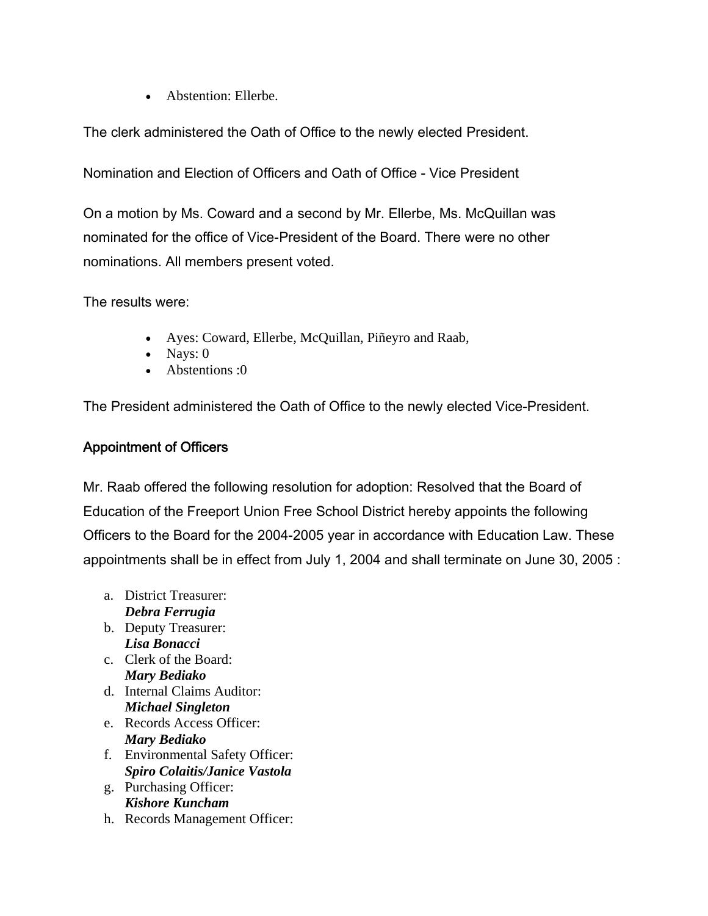- Abstention: Ellerbe.

The clerk administered the Oath of Office to the newly elected President.

Nomination and Election of Officers and Oath of Office - Vice President

On a motion by Ms. Coward and a second by Mr. Ellerbe, Ms. McQuillan was nominated for the office of Vice-President of the Board. There were no other nominations. All members present voted.

The results were:

- Ayes: Coward, Ellerbe, McQuillan, Piñeyro and Raab,
- Nays: 0
- Abstentions :0

The President administered the Oath of Office to the newly elected Vice-President.

## Appointment of Officers

Mr. Raab offered the following resolution for adoption: Resolved that the Board of Education of the Freeport Union Free School District hereby appoints the following Officers to the Board for the 2004-2005 year in accordance with Education Law. These appointments shall be in effect from July 1, 2004 and shall terminate on June 30, 2005 :

a. District Treasurer:
   ***Debra Ferrugia***
b. Deputy Treasurer:
   ***Lisa Bonacci***
c. Clerk of the Board:
   ***Mary Bediako***
d. Internal Claims Auditor:
   ***Michael Singleton***
e. Records Access Officer:
   ***Mary Bediako***
f. Environmental Safety Officer:
   ***Spiro Colaitis/Janice Vastola***
g. Purchasing Officer:
   ***Kishore Kuncham***
h. Records Management Officer: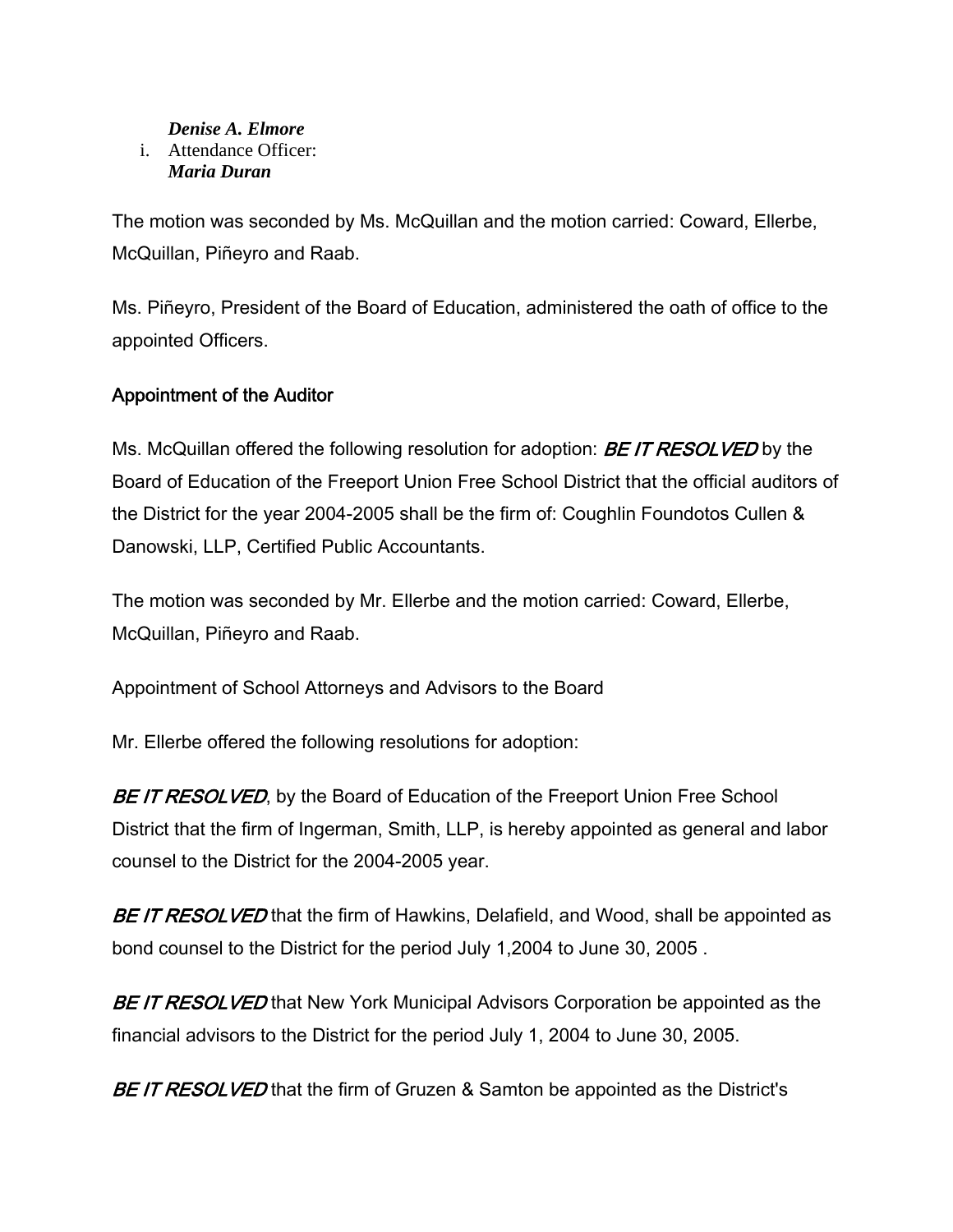***Denise A. Elmore***

i. Attendance Officer:
***Maria Duran***

The motion was seconded by Ms. McQuillan and the motion carried: Coward, Ellerbe, McQuillan, Piñeyro and Raab.

Ms. Piñeyro, President of the Board of Education, administered the oath of office to the appointed Officers.

Appointment of the Auditor

Ms. McQuillan offered the following resolution for adoption: ***BE IT RESOLVED*** by the Board of Education of the Freeport Union Free School District that the official auditors of the District for the year 2004-2005 shall be the firm of: Coughlin Foundotos Cullen & Danowski, LLP, Certified Public Accountants.

The motion was seconded by Mr. Ellerbe and the motion carried: Coward, Ellerbe, McQuillan, Piñeyro and Raab.

Appointment of School Attorneys and Advisors to the Board

Mr. Ellerbe offered the following resolutions for adoption:

***BE IT RESOLVED***, by the Board of Education of the Freeport Union Free School District that the firm of Ingerman, Smith, LLP, is hereby appointed as general and labor counsel to the District for the 2004-2005 year.

***BE IT RESOLVED*** that the firm of Hawkins, Delafield, and Wood, shall be appointed as bond counsel to the District for the period July 1,2004 to June 30, 2005 .

***BE IT RESOLVED*** that New York Municipal Advisors Corporation be appointed as the financial advisors to the District for the period July 1, 2004 to June 30, 2005.

***BE IT RESOLVED*** that the firm of Gruzen & Samton be appointed as the District's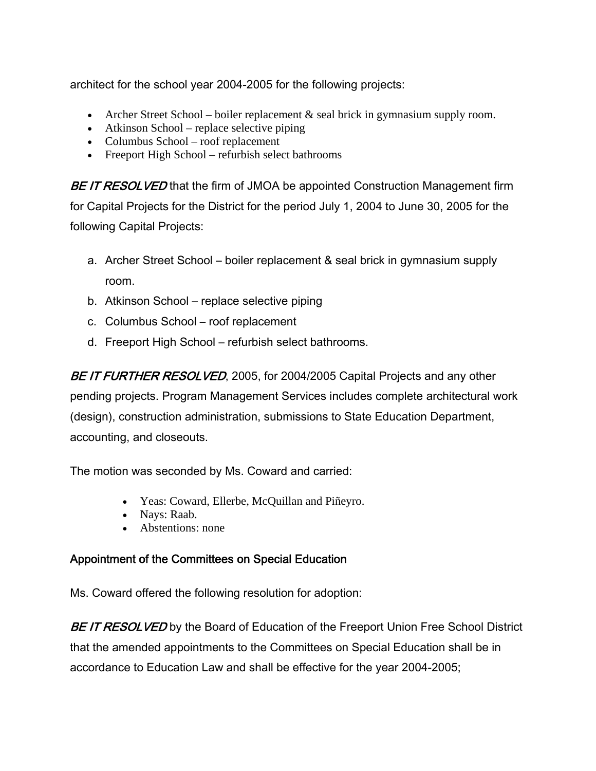architect for the school year 2004-2005 for the following projects:

- Archer Street School – boiler replacement & seal brick in gymnasium supply room.
- Atkinson School – replace selective piping
- Columbus School – roof replacement
- Freeport High School – refurbish select bathrooms

***BE IT RESOLVED*** that the firm of JMOA be appointed Construction Management firm for Capital Projects for the District for the period July 1, 2004 to June 30, 2005 for the following Capital Projects:

a. Archer Street School – boiler replacement & seal brick in gymnasium supply room.
b. Atkinson School – replace selective piping
c. Columbus School – roof replacement
d. Freeport High School – refurbish select bathrooms.

***BE IT FURTHER RESOLVED***, 2005, for 2004/2005 Capital Projects and any other pending projects. Program Management Services includes complete architectural work (design), construction administration, submissions to State Education Department, accounting, and closeouts.

The motion was seconded by Ms. Coward and carried:

- Yeas: Coward, Ellerbe, McQuillan and Piñeyro.
- Nays: Raab.
- Abstentions: none

## Appointment of the Committees on Special Education

Ms. Coward offered the following resolution for adoption:

***BE IT RESOLVED*** by the Board of Education of the Freeport Union Free School District that the amended appointments to the Committees on Special Education shall be in accordance to Education Law and shall be effective for the year 2004-2005;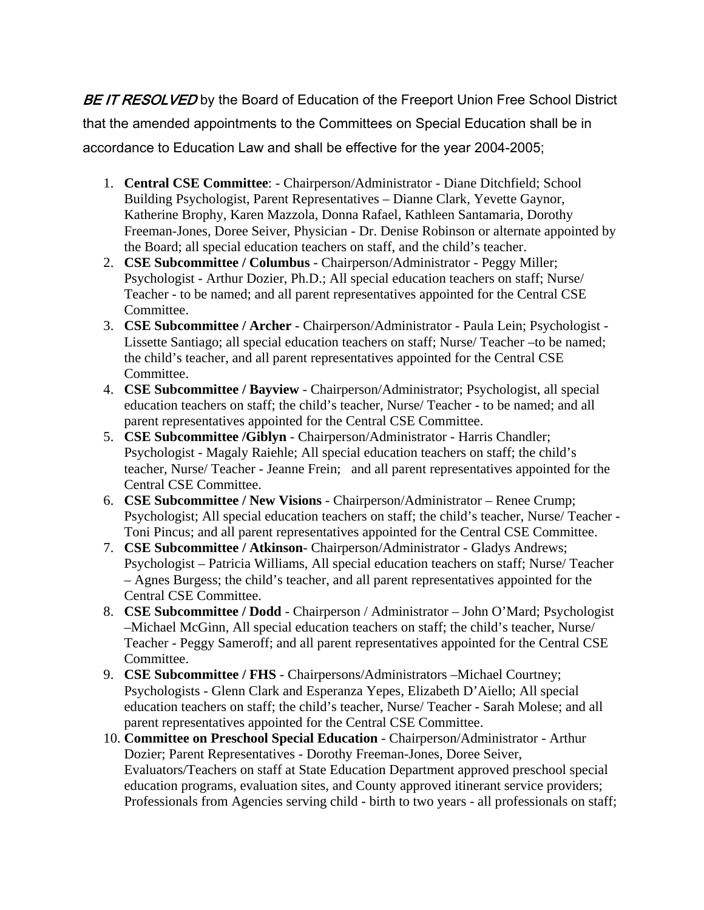*BE IT RESOLVED* by the Board of Education of the Freeport Union Free School District that the amended appointments to the Committees on Special Education shall be in accordance to Education Law and shall be effective for the year 2004-2005;

1. **Central CSE Committee**: - Chairperson/Administrator - Diane Ditchfield; School Building Psychologist, Parent Representatives – Dianne Clark, Yevette Gaynor, Katherine Brophy, Karen Mazzola, Donna Rafael, Kathleen Santamaria, Dorothy Freeman-Jones, Doree Seiver, Physician - Dr. Denise Robinson or alternate appointed by the Board; all special education teachers on staff, and the child's teacher.
2. **CSE Subcommittee / Columbus** - Chairperson/Administrator - Peggy Miller; Psychologist - Arthur Dozier, Ph.D.; All special education teachers on staff; Nurse/ Teacher - to be named; and all parent representatives appointed for the Central CSE Committee.
3. **CSE Subcommittee / Archer** - Chairperson/Administrator - Paula Lein; Psychologist - Lissette Santiago; all special education teachers on staff; Nurse/ Teacher –to be named; the child's teacher, and all parent representatives appointed for the Central CSE Committee.
4. **CSE Subcommittee / Bayview** - Chairperson/Administrator; Psychologist, all special education teachers on staff; the child's teacher, Nurse/ Teacher - to be named; and all parent representatives appointed for the Central CSE Committee.
5. **CSE Subcommittee /Giblyn** - Chairperson/Administrator - Harris Chandler; Psychologist - Magaly Raiehle; All special education teachers on staff; the child's teacher, Nurse/ Teacher - Jeanne Frein; and all parent representatives appointed for the Central CSE Committee.
6. **CSE Subcommittee / New Visions** - Chairperson/Administrator – Renee Crump; Psychologist; All special education teachers on staff; the child's teacher, Nurse/ Teacher - Toni Pincus; and all parent representatives appointed for the Central CSE Committee.
7. **CSE Subcommittee / Atkinson**- Chairperson/Administrator - Gladys Andrews; Psychologist – Patricia Williams, All special education teachers on staff; Nurse/ Teacher – Agnes Burgess; the child's teacher, and all parent representatives appointed for the Central CSE Committee.
8. **CSE Subcommittee / Dodd** - Chairperson / Administrator – John O'Mard; Psychologist –Michael McGinn, All special education teachers on staff; the child's teacher, Nurse/ Teacher - Peggy Sameroff; and all parent representatives appointed for the Central CSE Committee.
9. **CSE Subcommittee / FHS** - Chairpersons/Administrators –Michael Courtney; Psychologists - Glenn Clark and Esperanza Yepes, Elizabeth D'Aiello; All special education teachers on staff; the child's teacher, Nurse/ Teacher - Sarah Molese; and all parent representatives appointed for the Central CSE Committee.
10. **Committee on Preschool Special Education** - Chairperson/Administrator - Arthur Dozier; Parent Representatives - Dorothy Freeman-Jones, Doree Seiver, Evaluators/Teachers on staff at State Education Department approved preschool special education programs, evaluation sites, and County approved itinerant service providers; Professionals from Agencies serving child - birth to two years - all professionals on staff;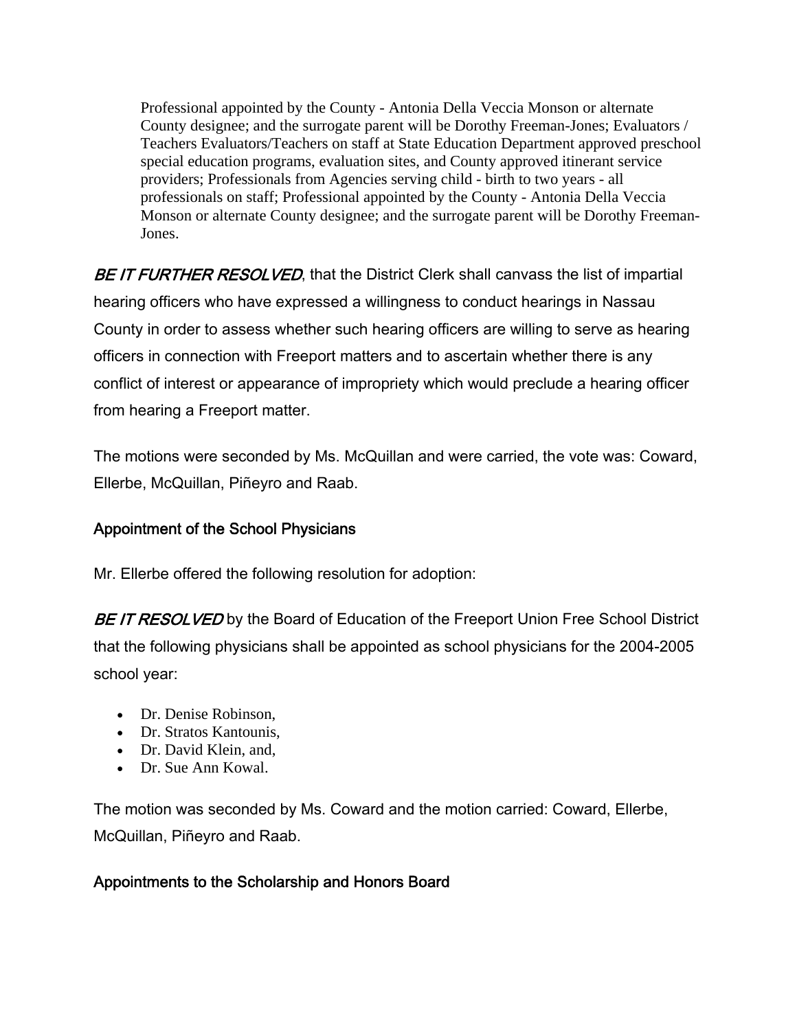Professional appointed by the County - Antonia Della Veccia Monson or alternate County designee; and the surrogate parent will be Dorothy Freeman-Jones; Evaluators / Teachers Evaluators/Teachers on staff at State Education Department approved preschool special education programs, evaluation sites, and County approved itinerant service providers; Professionals from Agencies serving child - birth to two years - all professionals on staff; Professional appointed by the County - Antonia Della Veccia Monson or alternate County designee; and the surrogate parent will be Dorothy Freeman-Jones.

*BE IT FURTHER RESOLVED*, that the District Clerk shall canvass the list of impartial hearing officers who have expressed a willingness to conduct hearings in Nassau County in order to assess whether such hearing officers are willing to serve as hearing officers in connection with Freeport matters and to ascertain whether there is any conflict of interest or appearance of impropriety which would preclude a hearing officer from hearing a Freeport matter.

The motions were seconded by Ms. McQuillan and were carried, the vote was: Coward, Ellerbe, McQuillan, Piñeyro and Raab.

### Appointment of the School Physicians

Mr. Ellerbe offered the following resolution for adoption:

*BE IT RESOLVED* by the Board of Education of the Freeport Union Free School District that the following physicians shall be appointed as school physicians for the 2004-2005 school year:

- Dr. Denise Robinson,
- Dr. Stratos Kantounis,
- Dr. David Klein, and,
- Dr. Sue Ann Kowal.

The motion was seconded by Ms. Coward and the motion carried: Coward, Ellerbe, McQuillan, Piñeyro and Raab.

### Appointments to the Scholarship and Honors Board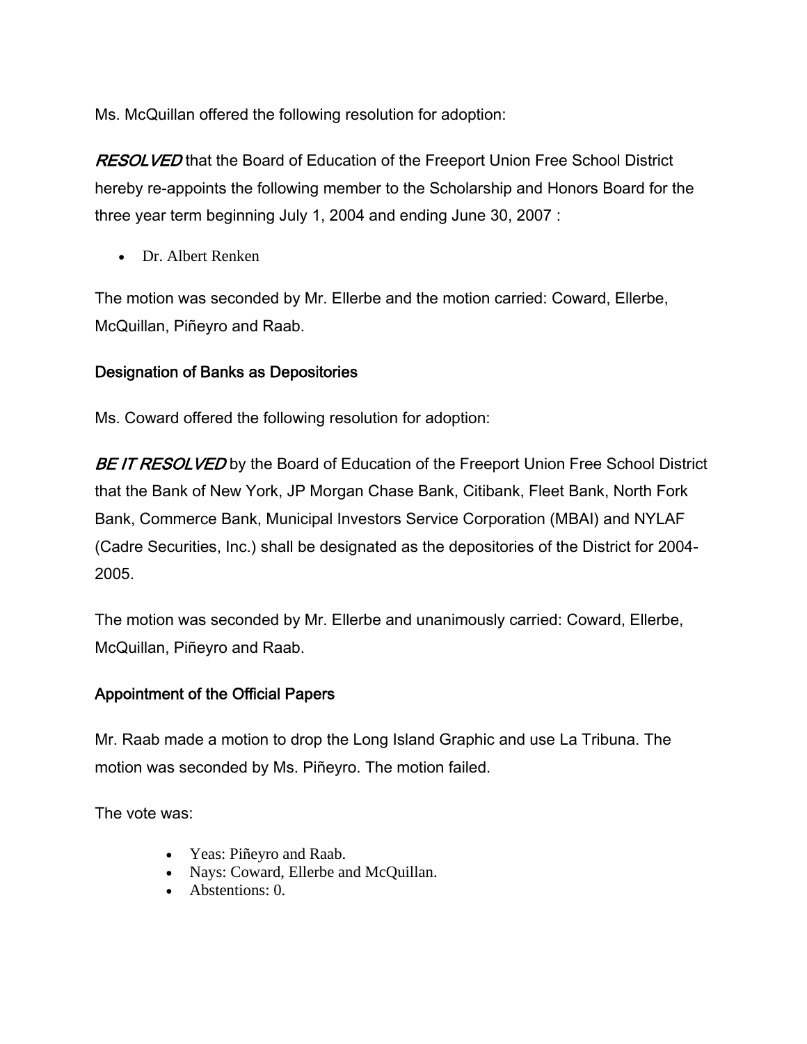Ms. McQuillan offered the following resolution for adoption:

***RESOLVED*** that the Board of Education of the Freeport Union Free School District hereby re-appoints the following member to the Scholarship and Honors Board for the three year term beginning July 1, 2004 and ending June 30, 2007 :

- Dr. Albert Renken

The motion was seconded by Mr. Ellerbe and the motion carried: Coward, Ellerbe, McQuillan, Piñeyro and Raab.

### Designation of Banks as Depositories

Ms. Coward offered the following resolution for adoption:

***BE IT RESOLVED*** by the Board of Education of the Freeport Union Free School District that the Bank of New York, JP Morgan Chase Bank, Citibank, Fleet Bank, North Fork Bank, Commerce Bank, Municipal Investors Service Corporation (MBAI) and NYLAF (Cadre Securities, Inc.) shall be designated as the depositories of the District for 2004-2005.

The motion was seconded by Mr. Ellerbe and unanimously carried: Coward, Ellerbe, McQuillan, Piñeyro and Raab.

### Appointment of the Official Papers

Mr. Raab made a motion to drop the Long Island Graphic and use La Tribuna. The motion was seconded by Ms. Piñeyro. The motion failed.

The vote was:

- Yeas: Piñeyro and Raab.
- Nays: Coward, Ellerbe and McQuillan.
- Abstentions: 0.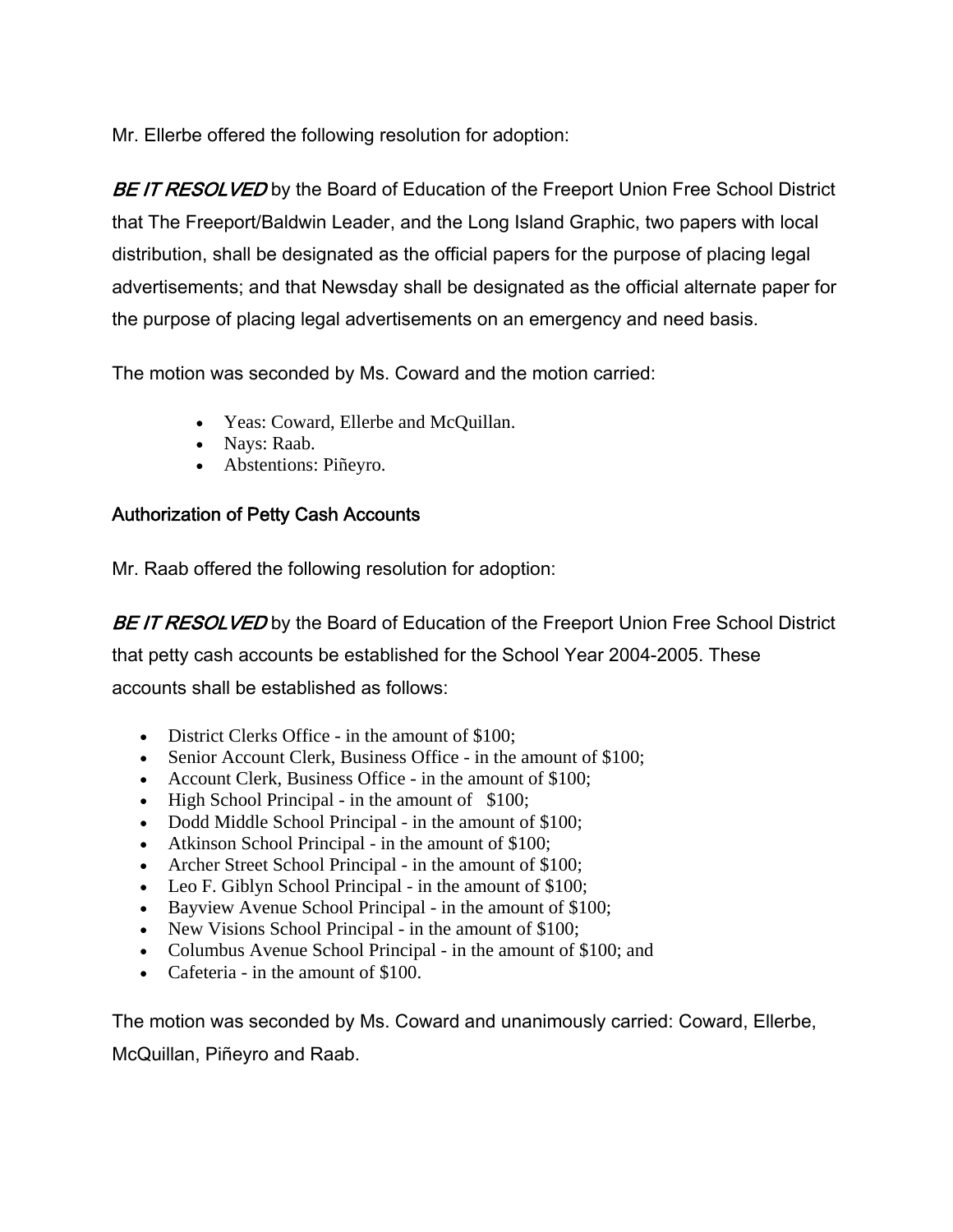Mr. Ellerbe offered the following resolution for adoption:

***BE IT RESOLVED*** by the Board of Education of the Freeport Union Free School District that The Freeport/Baldwin Leader, and the Long Island Graphic, two papers with local distribution, shall be designated as the official papers for the purpose of placing legal advertisements; and that Newsday shall be designated as the official alternate paper for the purpose of placing legal advertisements on an emergency and need basis.

The motion was seconded by Ms. Coward and the motion carried:

- Yeas: Coward, Ellerbe and McQuillan.
- Nays: Raab.
- Abstentions: Piñeyro.

### Authorization of Petty Cash Accounts

Mr. Raab offered the following resolution for adoption:

***BE IT RESOLVED*** by the Board of Education of the Freeport Union Free School District that petty cash accounts be established for the School Year 2004-2005. These accounts shall be established as follows:

- District Clerks Office - in the amount of $100;
- Senior Account Clerk, Business Office - in the amount of $100;
- Account Clerk, Business Office - in the amount of $100;
- High School Principal - in the amount of $100;
- Dodd Middle School Principal - in the amount of $100;
- Atkinson School Principal - in the amount of $100;
- Archer Street School Principal - in the amount of $100;
- Leo F. Giblyn School Principal - in the amount of $100;
- Bayview Avenue School Principal - in the amount of $100;
- New Visions School Principal - in the amount of $100;
- Columbus Avenue School Principal - in the amount of $100; and
- Cafeteria - in the amount of $100.

The motion was seconded by Ms. Coward and unanimously carried: Coward, Ellerbe, McQuillan, Piñeyro and Raab.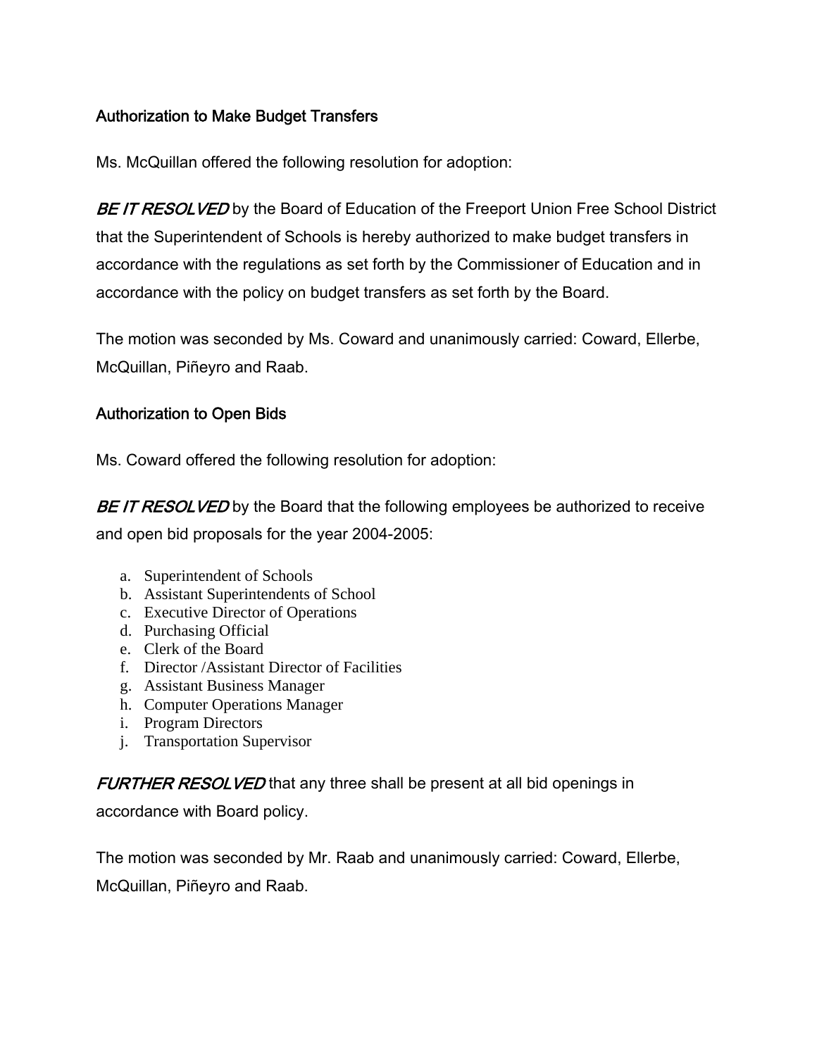### Authorization to Make Budget Transfers

Ms. McQuillan offered the following resolution for adoption:

***BE IT RESOLVED*** by the Board of Education of the Freeport Union Free School District that the Superintendent of Schools is hereby authorized to make budget transfers in accordance with the regulations as set forth by the Commissioner of Education and in accordance with the policy on budget transfers as set forth by the Board.

The motion was seconded by Ms. Coward and unanimously carried: Coward, Ellerbe, McQuillan, Piñeyro and Raab.

### Authorization to Open Bids

Ms. Coward offered the following resolution for adoption:

***BE IT RESOLVED*** by the Board that the following employees be authorized to receive and open bid proposals for the year 2004-2005:

a. Superintendent of Schools
b. Assistant Superintendents of School
c. Executive Director of Operations
d. Purchasing Official
e. Clerk of the Board
f. Director /Assistant Director of Facilities
g. Assistant Business Manager
h. Computer Operations Manager
i. Program Directors
j. Transportation Supervisor

***FURTHER RESOLVED*** that any three shall be present at all bid openings in accordance with Board policy.

The motion was seconded by Mr. Raab and unanimously carried: Coward, Ellerbe, McQuillan, Piñeyro and Raab.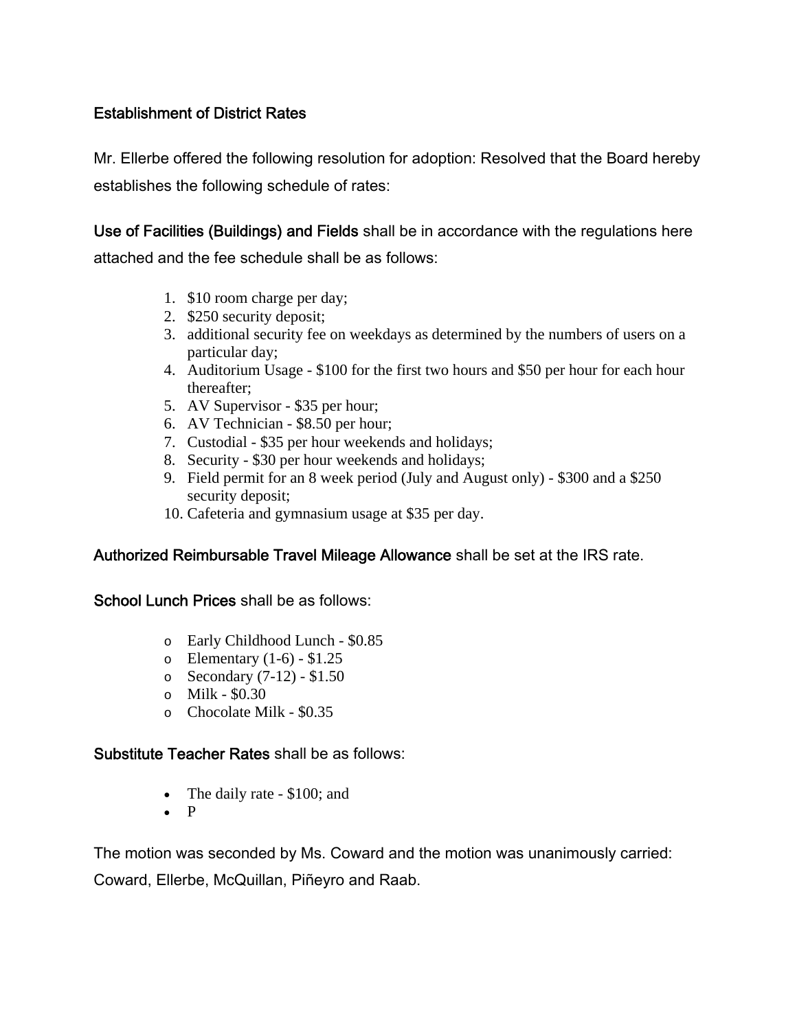## Establishment of District Rates

Mr. Ellerbe offered the following resolution for adoption: Resolved that the Board hereby establishes the following schedule of rates:

**Use of Facilities (Buildings) and Fields** shall be in accordance with the regulations here attached and the fee schedule shall be as follows:

1. $10 room charge per day;
2. $250 security deposit;
3. additional security fee on weekdays as determined by the numbers of users on a particular day;
4. Auditorium Usage - $100 for the first two hours and $50 per hour for each hour thereafter;
5. AV Supervisor - $35 per hour;
6. AV Technician - $8.50 per hour;
7. Custodial - $35 per hour weekends and holidays;
8. Security - $30 per hour weekends and holidays;
9. Field permit for an 8 week period (July and August only) - $300 and a $250 security deposit;
10. Cafeteria and gymnasium usage at $35 per day.

**Authorized Reimbursable Travel Mileage Allowance** shall be set at the IRS rate.

**School Lunch Prices** shall be as follows:

- Early Childhood Lunch - $0.85
- Elementary (1-6) - $1.25
- Secondary (7-12) - $1.50
- Milk - $0.30
- Chocolate Milk - $0.35

**Substitute Teacher Rates** shall be as follows:

- The daily rate - $100; and
- P

The motion was seconded by Ms. Coward and the motion was unanimously carried: Coward, Ellerbe, McQuillan, Piñeyro and Raab.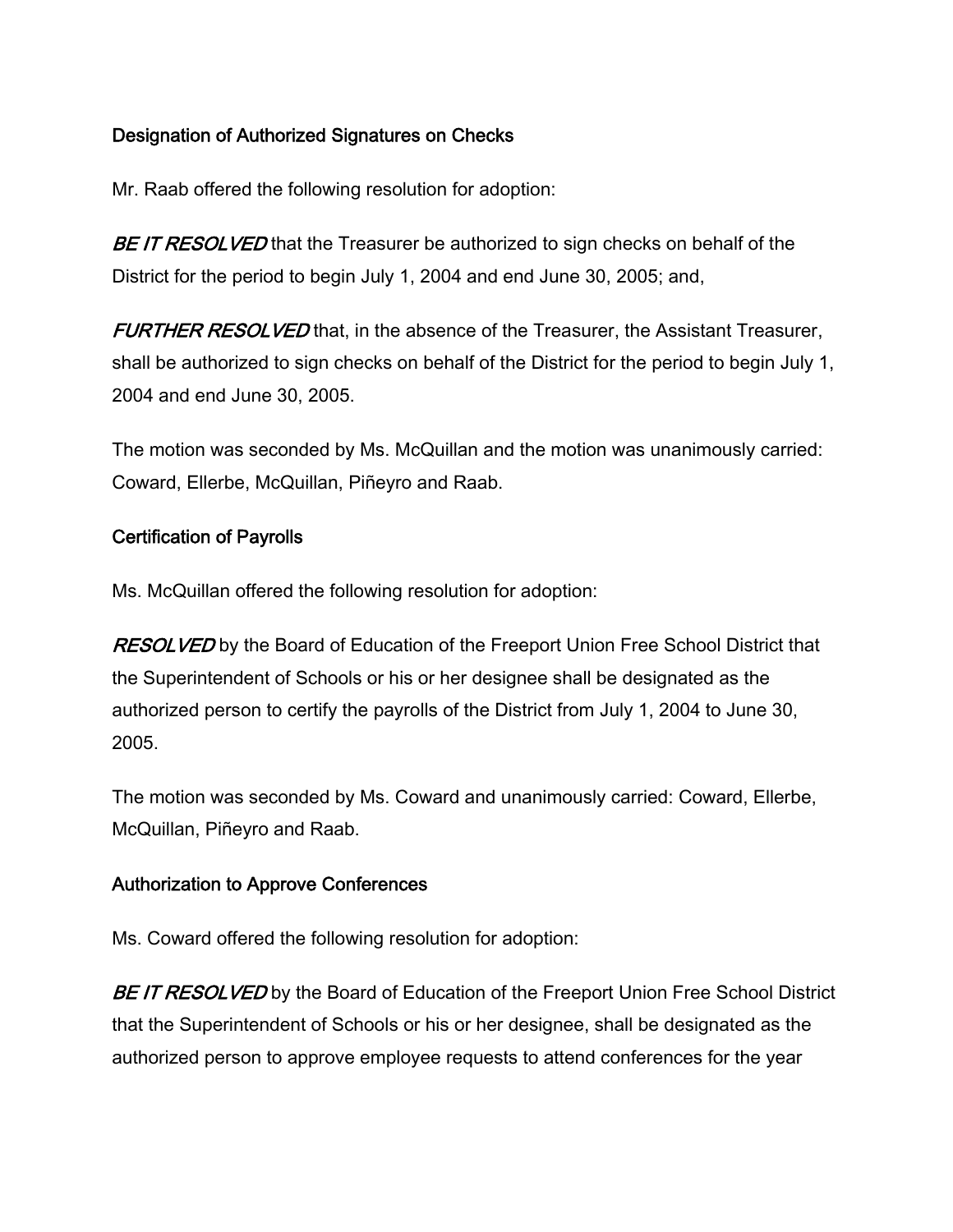### Designation of Authorized Signatures on Checks

Mr. Raab offered the following resolution for adoption:

***BE IT RESOLVED*** that the Treasurer be authorized to sign checks on behalf of the District for the period to begin July 1, 2004 and end June 30, 2005; and,

***FURTHER RESOLVED*** that, in the absence of the Treasurer, the Assistant Treasurer, shall be authorized to sign checks on behalf of the District for the period to begin July 1, 2004 and end June 30, 2005.

The motion was seconded by Ms. McQuillan and the motion was unanimously carried: Coward, Ellerbe, McQuillan, Piñeyro and Raab.

### Certification of Payrolls

Ms. McQuillan offered the following resolution for adoption:

***RESOLVED*** by the Board of Education of the Freeport Union Free School District that the Superintendent of Schools or his or her designee shall be designated as the authorized person to certify the payrolls of the District from July 1, 2004 to June 30, 2005.

The motion was seconded by Ms. Coward and unanimously carried: Coward, Ellerbe, McQuillan, Piñeyro and Raab.

### Authorization to Approve Conferences

Ms. Coward offered the following resolution for adoption:

***BE IT RESOLVED*** by the Board of Education of the Freeport Union Free School District that the Superintendent of Schools or his or her designee, shall be designated as the authorized person to approve employee requests to attend conferences for the year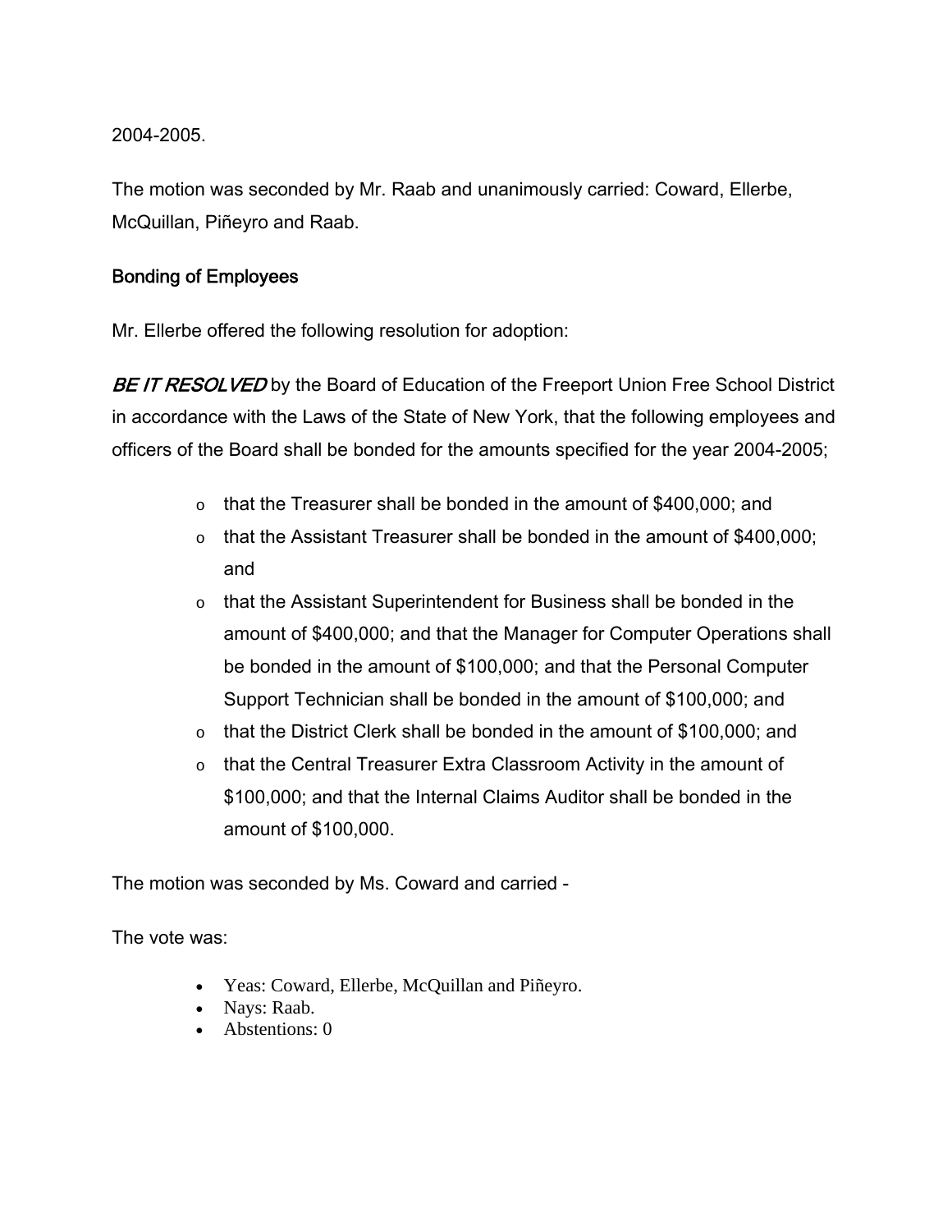2004-2005.

The motion was seconded by Mr. Raab and unanimously carried: Coward, Ellerbe, McQuillan, Piñeyro and Raab.

### Bonding of Employees

Mr. Ellerbe offered the following resolution for adoption:

***BE IT RESOLVED*** by the Board of Education of the Freeport Union Free School District in accordance with the Laws of the State of New York, that the following employees and officers of the Board shall be bonded for the amounts specified for the year 2004-2005;

- that the Treasurer shall be bonded in the amount of $400,000; and
- that the Assistant Treasurer shall be bonded in the amount of $400,000; and
- that the Assistant Superintendent for Business shall be bonded in the amount of $400,000; and that the Manager for Computer Operations shall be bonded in the amount of $100,000; and that the Personal Computer Support Technician shall be bonded in the amount of $100,000; and
- that the District Clerk shall be bonded in the amount of $100,000; and
- that the Central Treasurer Extra Classroom Activity in the amount of $100,000; and that the Internal Claims Auditor shall be bonded in the amount of $100,000.

The motion was seconded by Ms. Coward and carried -

The vote was:

- Yeas: Coward, Ellerbe, McQuillan and Piñeyro.
- Nays: Raab.
- Abstentions: 0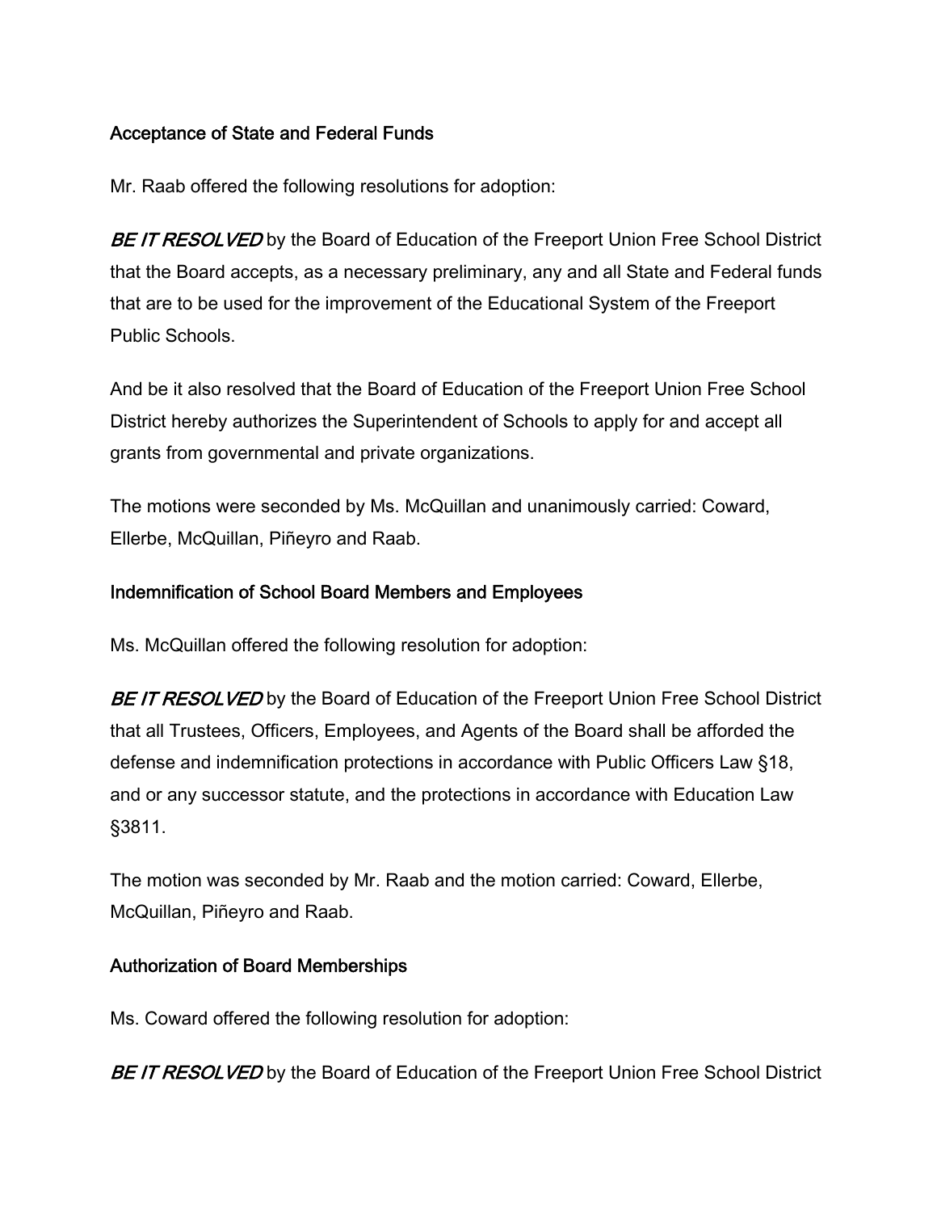### Acceptance of State and Federal Funds

Mr. Raab offered the following resolutions for adoption:

***BE IT RESOLVED*** by the Board of Education of the Freeport Union Free School District that the Board accepts, as a necessary preliminary, any and all State and Federal funds that are to be used for the improvement of the Educational System of the Freeport Public Schools.

And be it also resolved that the Board of Education of the Freeport Union Free School District hereby authorizes the Superintendent of Schools to apply for and accept all grants from governmental and private organizations.

The motions were seconded by Ms. McQuillan and unanimously carried: Coward, Ellerbe, McQuillan, Piñeyro and Raab.

### Indemnification of School Board Members and Employees

Ms. McQuillan offered the following resolution for adoption:

***BE IT RESOLVED*** by the Board of Education of the Freeport Union Free School District that all Trustees, Officers, Employees, and Agents of the Board shall be afforded the defense and indemnification protections in accordance with Public Officers Law §18, and or any successor statute, and the protections in accordance with Education Law §3811.

The motion was seconded by Mr. Raab and the motion carried: Coward, Ellerbe, McQuillan, Piñeyro and Raab.

### Authorization of Board Memberships

Ms. Coward offered the following resolution for adoption:

***BE IT RESOLVED*** by the Board of Education of the Freeport Union Free School District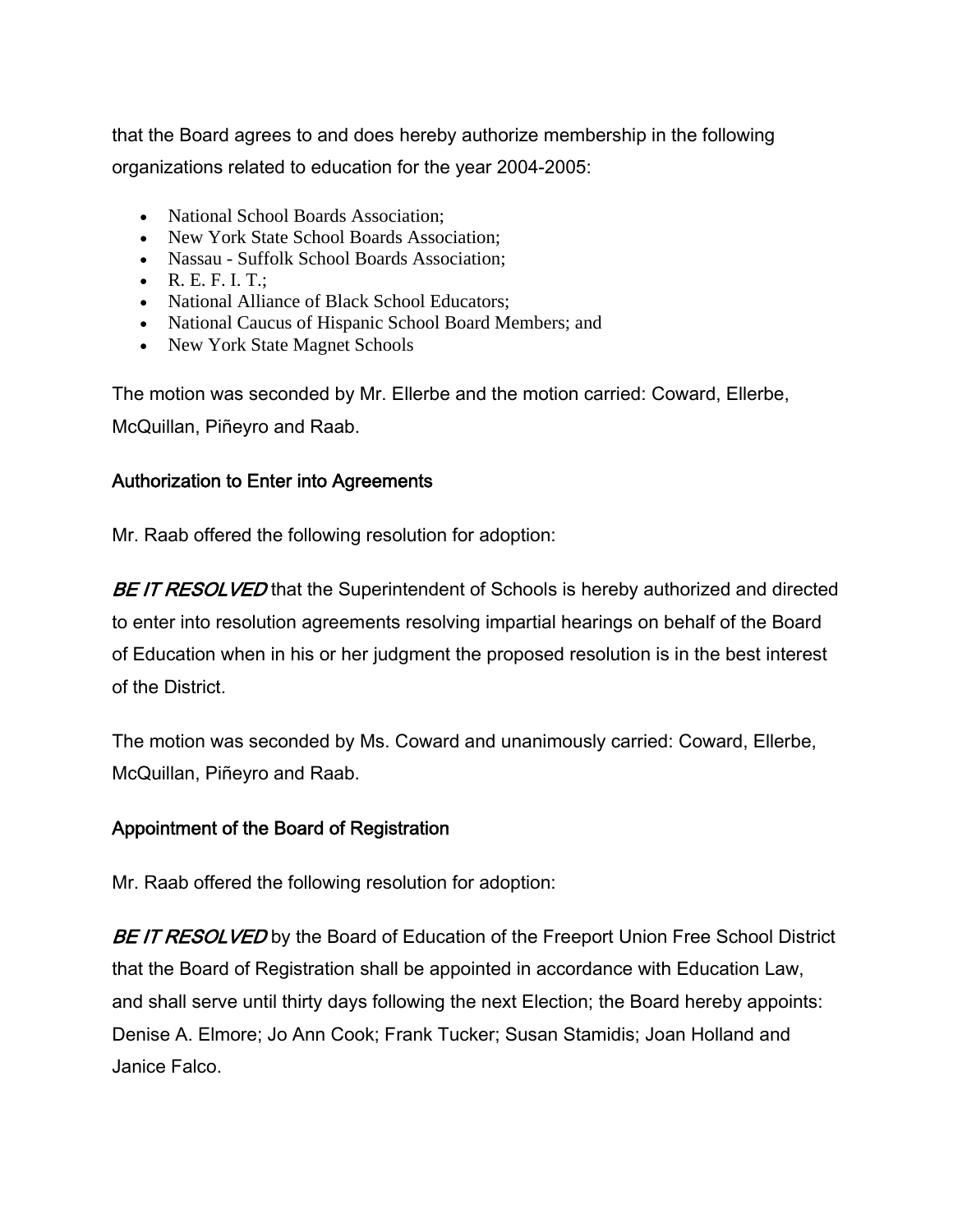that the Board agrees to and does hereby authorize membership in the following organizations related to education for the year 2004-2005:

- National School Boards Association;
- New York State School Boards Association;
- Nassau - Suffolk School Boards Association;
- R. E. F. I. T.;
- National Alliance of Black School Educators;
- National Caucus of Hispanic School Board Members; and
- New York State Magnet Schools

The motion was seconded by Mr. Ellerbe and the motion carried: Coward, Ellerbe, McQuillan, Piñeyro and Raab.

### Authorization to Enter into Agreements

Mr. Raab offered the following resolution for adoption:

***BE IT RESOLVED*** that the Superintendent of Schools is hereby authorized and directed to enter into resolution agreements resolving impartial hearings on behalf of the Board of Education when in his or her judgment the proposed resolution is in the best interest of the District.

The motion was seconded by Ms. Coward and unanimously carried: Coward, Ellerbe, McQuillan, Piñeyro and Raab.

### Appointment of the Board of Registration

Mr. Raab offered the following resolution for adoption:

***BE IT RESOLVED*** by the Board of Education of the Freeport Union Free School District that the Board of Registration shall be appointed in accordance with Education Law, and shall serve until thirty days following the next Election; the Board hereby appoints: Denise A. Elmore; Jo Ann Cook; Frank Tucker; Susan Stamidis; Joan Holland and Janice Falco.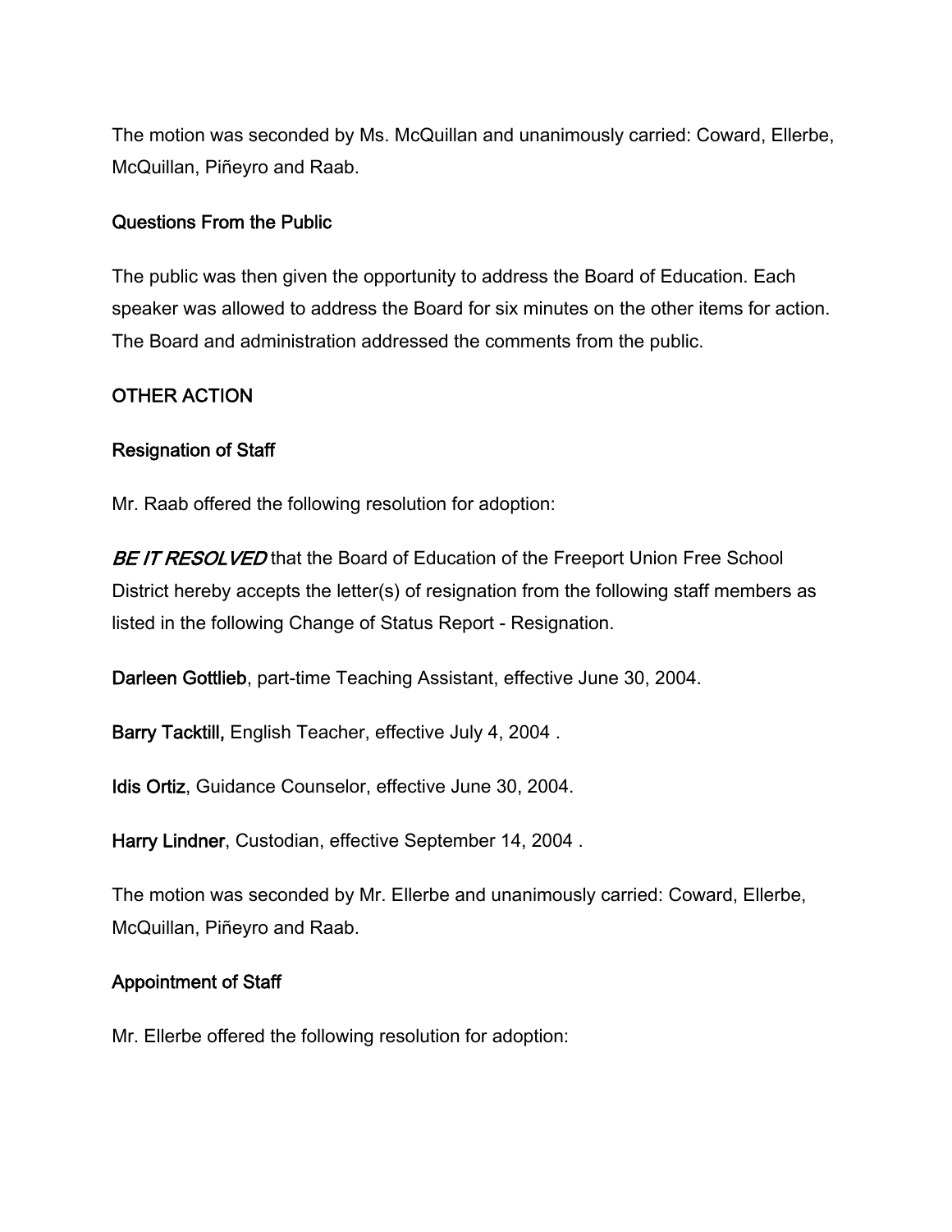The motion was seconded by Ms. McQuillan and unanimously carried: Coward, Ellerbe, McQuillan, Piñeyro and Raab.

## Questions From the Public

The public was then given the opportunity to address the Board of Education. Each speaker was allowed to address the Board for six minutes on the other items for action. The Board and administration addressed the comments from the public.

## OTHER ACTION

### Resignation of Staff

Mr. Raab offered the following resolution for adoption:

***BE IT RESOLVED*** that the Board of Education of the Freeport Union Free School District hereby accepts the letter(s) of resignation from the following staff members as listed in the following Change of Status Report - Resignation.

**Darleen Gottlieb**, part-time Teaching Assistant, effective June 30, 2004.

**Barry Tacktill,** English Teacher, effective July 4, 2004 .

**Idis Ortiz**, Guidance Counselor, effective June 30, 2004.

**Harry Lindner**, Custodian, effective September 14, 2004 .

The motion was seconded by Mr. Ellerbe and unanimously carried: Coward, Ellerbe, McQuillan, Piñeyro and Raab.

### Appointment of Staff

Mr. Ellerbe offered the following resolution for adoption: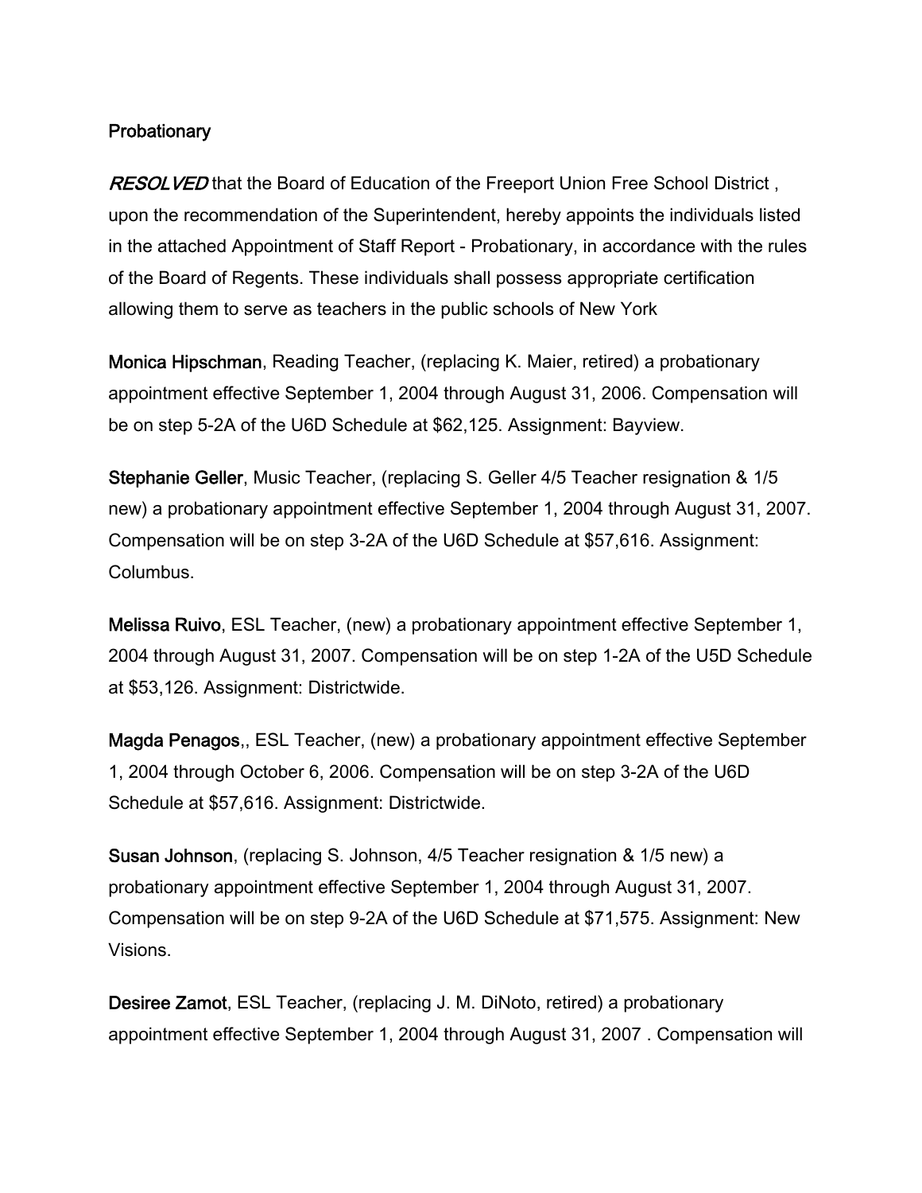Probationary

*RESOLVED* that the Board of Education of the Freeport Union Free School District , upon the recommendation of the Superintendent, hereby appoints the individuals listed in the attached Appointment of Staff Report - Probationary, in accordance with the rules of the Board of Regents. These individuals shall possess appropriate certification allowing them to serve as teachers in the public schools of New York

**Monica Hipschman**, Reading Teacher, (replacing K. Maier, retired) a probationary appointment effective September 1, 2004 through August 31, 2006. Compensation will be on step 5-2A of the U6D Schedule at $62,125. Assignment: Bayview.

**Stephanie Geller**, Music Teacher, (replacing S. Geller 4/5 Teacher resignation & 1/5 new) a probationary appointment effective September 1, 2004 through August 31, 2007. Compensation will be on step 3-2A of the U6D Schedule at $57,616. Assignment: Columbus.

**Melissa Ruivo**, ESL Teacher, (new) a probationary appointment effective September 1, 2004 through August 31, 2007. Compensation will be on step 1-2A of the U5D Schedule at $53,126. Assignment: Districtwide.

**Magda Penagos**,, ESL Teacher, (new) a probationary appointment effective September 1, 2004 through October 6, 2006. Compensation will be on step 3-2A of the U6D Schedule at $57,616. Assignment: Districtwide.

**Susan Johnson**, (replacing S. Johnson, 4/5 Teacher resignation & 1/5 new) a probationary appointment effective September 1, 2004 through August 31, 2007. Compensation will be on step 9-2A of the U6D Schedule at $71,575. Assignment: New Visions.

**Desiree Zamot**, ESL Teacher, (replacing J. M. DiNoto, retired) a probationary appointment effective September 1, 2004 through August 31, 2007 . Compensation will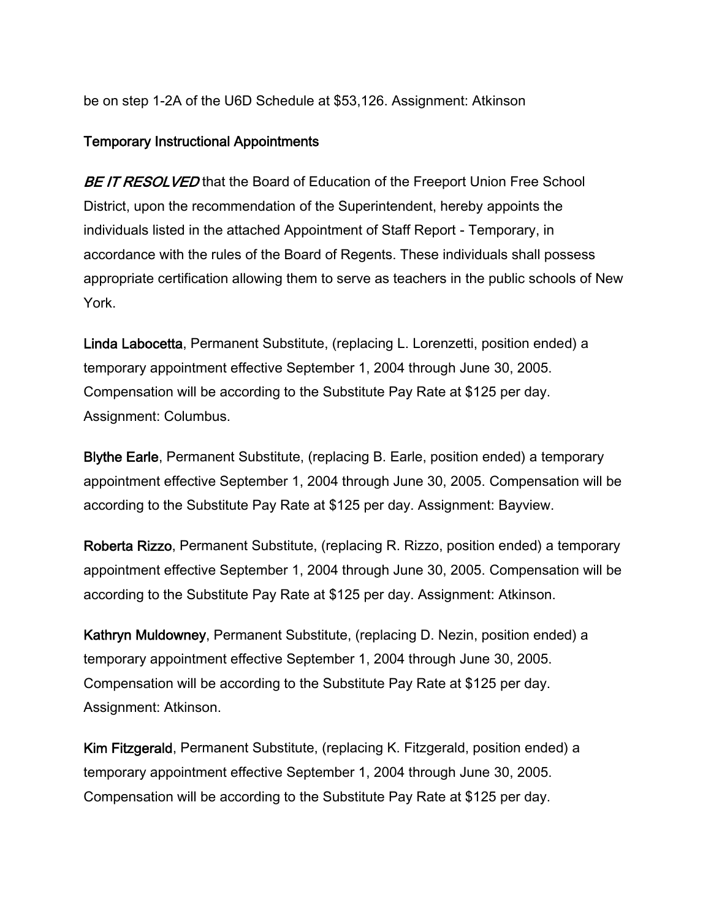be on step 1-2A of the U6D Schedule at $53,126. Assignment: Atkinson

## Temporary Instructional Appointments

*BE IT RESOLVED* that the Board of Education of the Freeport Union Free School District, upon the recommendation of the Superintendent, hereby appoints the individuals listed in the attached Appointment of Staff Report - Temporary, in accordance with the rules of the Board of Regents. These individuals shall possess appropriate certification allowing them to serve as teachers in the public schools of New York.

**Linda Labocetta**, Permanent Substitute, (replacing L. Lorenzetti, position ended) a temporary appointment effective September 1, 2004 through June 30, 2005. Compensation will be according to the Substitute Pay Rate at $125 per day. Assignment: Columbus.

**Blythe Earle**, Permanent Substitute, (replacing B. Earle, position ended) a temporary appointment effective September 1, 2004 through June 30, 2005. Compensation will be according to the Substitute Pay Rate at $125 per day. Assignment: Bayview.

**Roberta Rizzo**, Permanent Substitute, (replacing R. Rizzo, position ended) a temporary appointment effective September 1, 2004 through June 30, 2005. Compensation will be according to the Substitute Pay Rate at $125 per day. Assignment: Atkinson.

**Kathryn Muldowney**, Permanent Substitute, (replacing D. Nezin, position ended) a temporary appointment effective September 1, 2004 through June 30, 2005. Compensation will be according to the Substitute Pay Rate at $125 per day. Assignment: Atkinson.

**Kim Fitzgerald**, Permanent Substitute, (replacing K. Fitzgerald, position ended) a temporary appointment effective September 1, 2004 through June 30, 2005. Compensation will be according to the Substitute Pay Rate at $125 per day.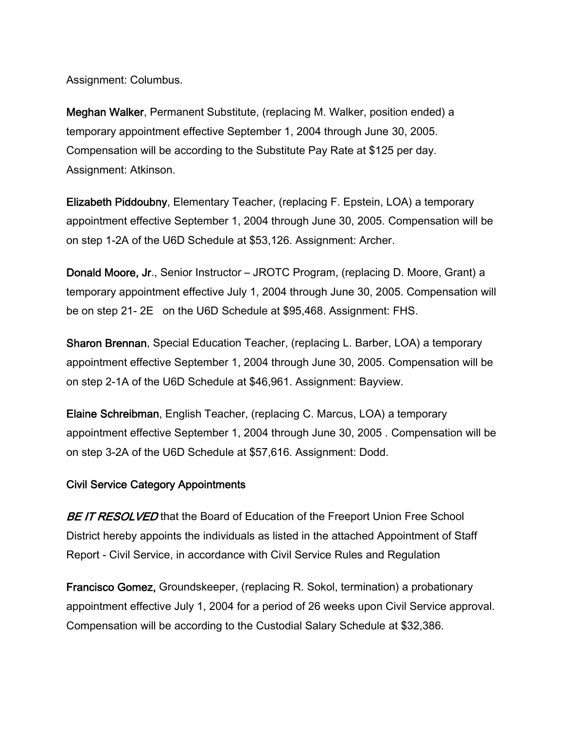Assignment: Columbus.

**Meghan Walker**, Permanent Substitute, (replacing M. Walker, position ended) a temporary appointment effective September 1, 2004 through June 30, 2005. Compensation will be according to the Substitute Pay Rate at $125 per day. Assignment: Atkinson.

**Elizabeth Piddoubny**, Elementary Teacher, (replacing F. Epstein, LOA) a temporary appointment effective September 1, 2004 through June 30, 2005. Compensation will be on step 1-2A of the U6D Schedule at $53,126. Assignment: Archer.

**Donald Moore, Jr**., Senior Instructor – JROTC Program, (replacing D. Moore, Grant) a temporary appointment effective July 1, 2004 through June 30, 2005. Compensation will be on step 21- 2E on the U6D Schedule at $95,468. Assignment: FHS.

**Sharon Brennan**, Special Education Teacher, (replacing L. Barber, LOA) a temporary appointment effective September 1, 2004 through June 30, 2005. Compensation will be on step 2-1A of the U6D Schedule at $46,961. Assignment: Bayview.

**Elaine Schreibman**, English Teacher, (replacing C. Marcus, LOA) a temporary appointment effective September 1, 2004 through June 30, 2005 . Compensation will be on step 3-2A of the U6D Schedule at $57,616. Assignment: Dodd.

Civil Service Category Appointments

***BE IT RESOLVED*** that the Board of Education of the Freeport Union Free School District hereby appoints the individuals as listed in the attached Appointment of Staff Report - Civil Service, in accordance with Civil Service Rules and Regulation

**Francisco Gomez,** Groundskeeper, (replacing R. Sokol, termination) a probationary appointment effective July 1, 2004 for a period of 26 weeks upon Civil Service approval. Compensation will be according to the Custodial Salary Schedule at $32,386.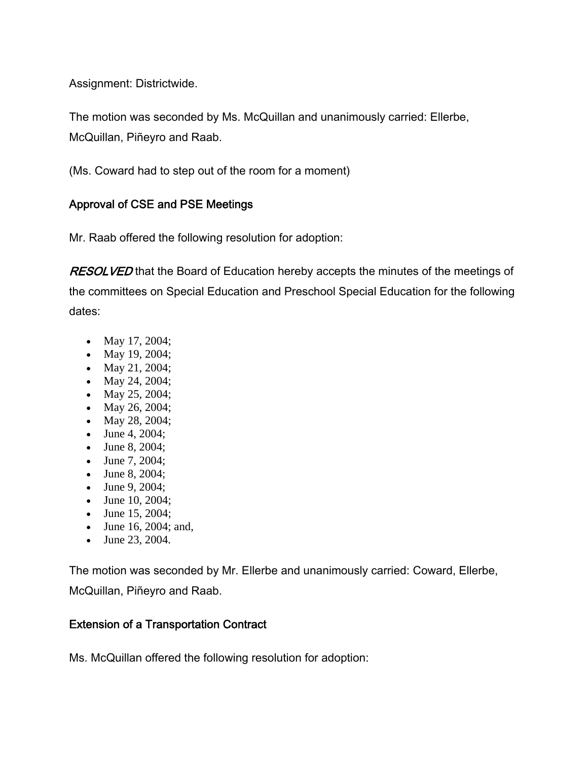Assignment: Districtwide.

The motion was seconded by Ms. McQuillan and unanimously carried: Ellerbe, McQuillan, Piñeyro and Raab.

(Ms. Coward had to step out of the room for a moment)

### Approval of CSE and PSE Meetings

Mr. Raab offered the following resolution for adoption:

***RESOLVED*** that the Board of Education hereby accepts the minutes of the meetings of the committees on Special Education and Preschool Special Education for the following dates:

- May 17, 2004;
- May 19, 2004;
- May 21, 2004;
- May 24, 2004;
- May 25, 2004;
- May 26, 2004;
- May 28, 2004;
- June 4, 2004;
- June 8, 2004;
- June 7, 2004;
- June 8, 2004;
- June 9, 2004;
- June 10, 2004;
- June 15, 2004;
- June 16, 2004; and,
- June 23, 2004.

The motion was seconded by Mr. Ellerbe and unanimously carried: Coward, Ellerbe, McQuillan, Piñeyro and Raab.

### Extension of a Transportation Contract

Ms. McQuillan offered the following resolution for adoption: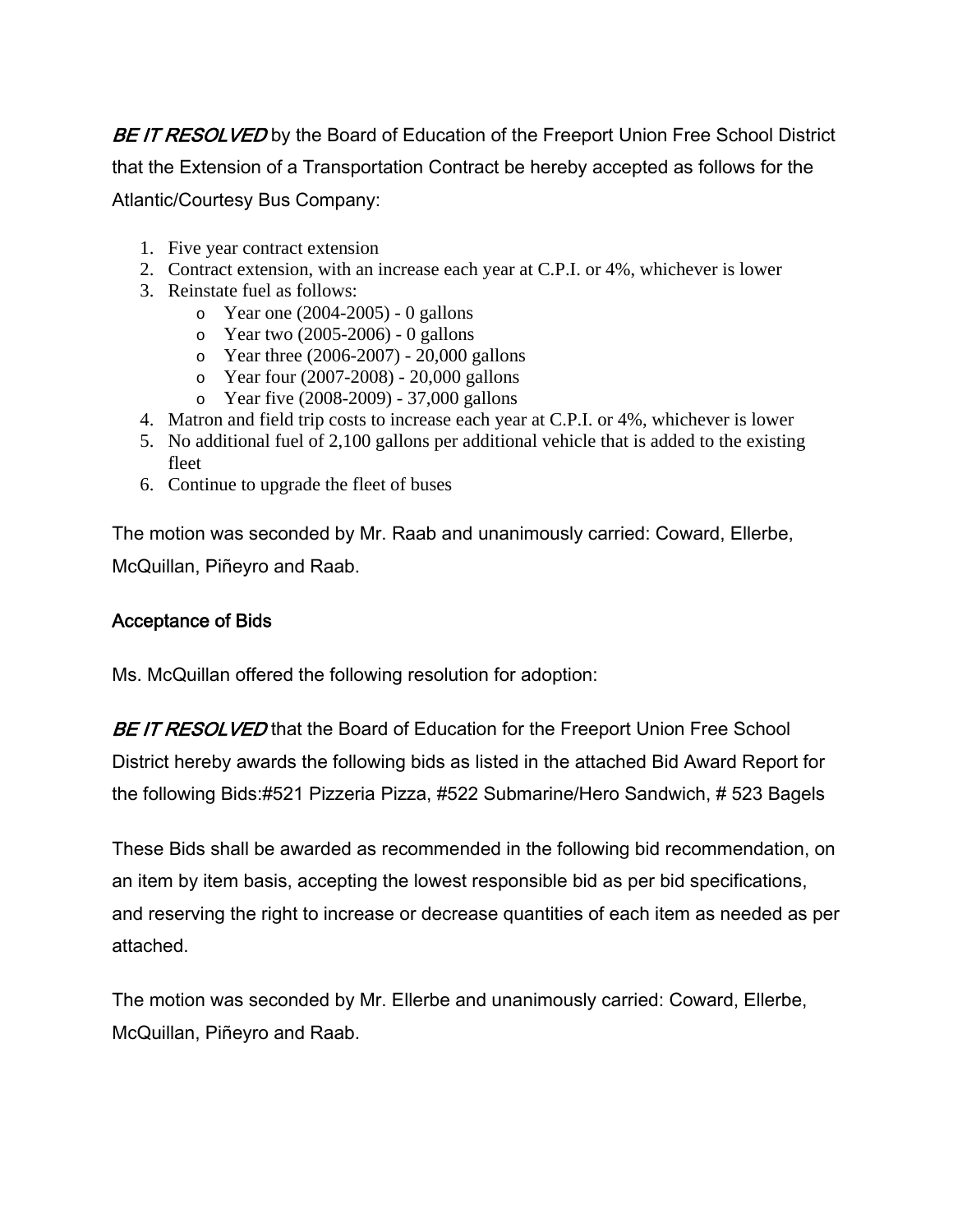*BE IT RESOLVED* by the Board of Education of the Freeport Union Free School District that the Extension of a Transportation Contract be hereby accepted as follows for the Atlantic/Courtesy Bus Company:

1. Five year contract extension
2. Contract extension, with an increase each year at C.P.I. or 4%, whichever is lower
3. Reinstate fuel as follows:
   - Year one (2004-2005) - 0 gallons
   - Year two (2005-2006) - 0 gallons
   - Year three (2006-2007) - 20,000 gallons
   - Year four (2007-2008) - 20,000 gallons
   - Year five (2008-2009) - 37,000 gallons
4. Matron and field trip costs to increase each year at C.P.I. or 4%, whichever is lower
5. No additional fuel of 2,100 gallons per additional vehicle that is added to the existing fleet
6. Continue to upgrade the fleet of buses

The motion was seconded by Mr. Raab and unanimously carried: Coward, Ellerbe, McQuillan, Piñeyro and Raab.

## Acceptance of Bids

Ms. McQuillan offered the following resolution for adoption:

*BE IT RESOLVED* that the Board of Education for the Freeport Union Free School District hereby awards the following bids as listed in the attached Bid Award Report for the following Bids:#521 Pizzeria Pizza, #522 Submarine/Hero Sandwich, # 523 Bagels

These Bids shall be awarded as recommended in the following bid recommendation, on an item by item basis, accepting the lowest responsible bid as per bid specifications, and reserving the right to increase or decrease quantities of each item as needed as per attached.

The motion was seconded by Mr. Ellerbe and unanimously carried: Coward, Ellerbe, McQuillan, Piñeyro and Raab.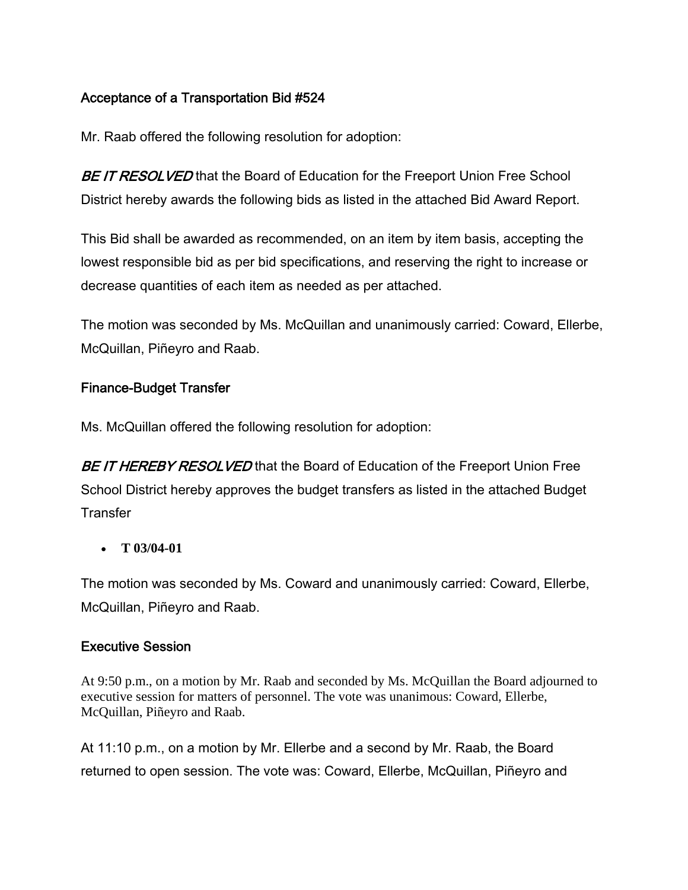### Acceptance of a Transportation Bid #524

Mr. Raab offered the following resolution for adoption:

***BE IT RESOLVED*** that the Board of Education for the Freeport Union Free School District hereby awards the following bids as listed in the attached Bid Award Report.

This Bid shall be awarded as recommended, on an item by item basis, accepting the lowest responsible bid as per bid specifications, and reserving the right to increase or decrease quantities of each item as needed as per attached.

The motion was seconded by Ms. McQuillan and unanimously carried: Coward, Ellerbe, McQuillan, Piñeyro and Raab.

### Finance-Budget Transfer

Ms. McQuillan offered the following resolution for adoption:

***BE IT HEREBY RESOLVED*** that the Board of Education of the Freeport Union Free School District hereby approves the budget transfers as listed in the attached Budget Transfer

- **T 03/04-01**

The motion was seconded by Ms. Coward and unanimously carried: Coward, Ellerbe, McQuillan, Piñeyro and Raab.

### Executive Session

At 9:50 p.m., on a motion by Mr. Raab and seconded by Ms. McQuillan the Board adjourned to executive session for matters of personnel. The vote was unanimous: Coward, Ellerbe, McQuillan, Piñeyro and Raab.

At 11:10 p.m., on a motion by Mr. Ellerbe and a second by Mr. Raab, the Board returned to open session. The vote was: Coward, Ellerbe, McQuillan, Piñeyro and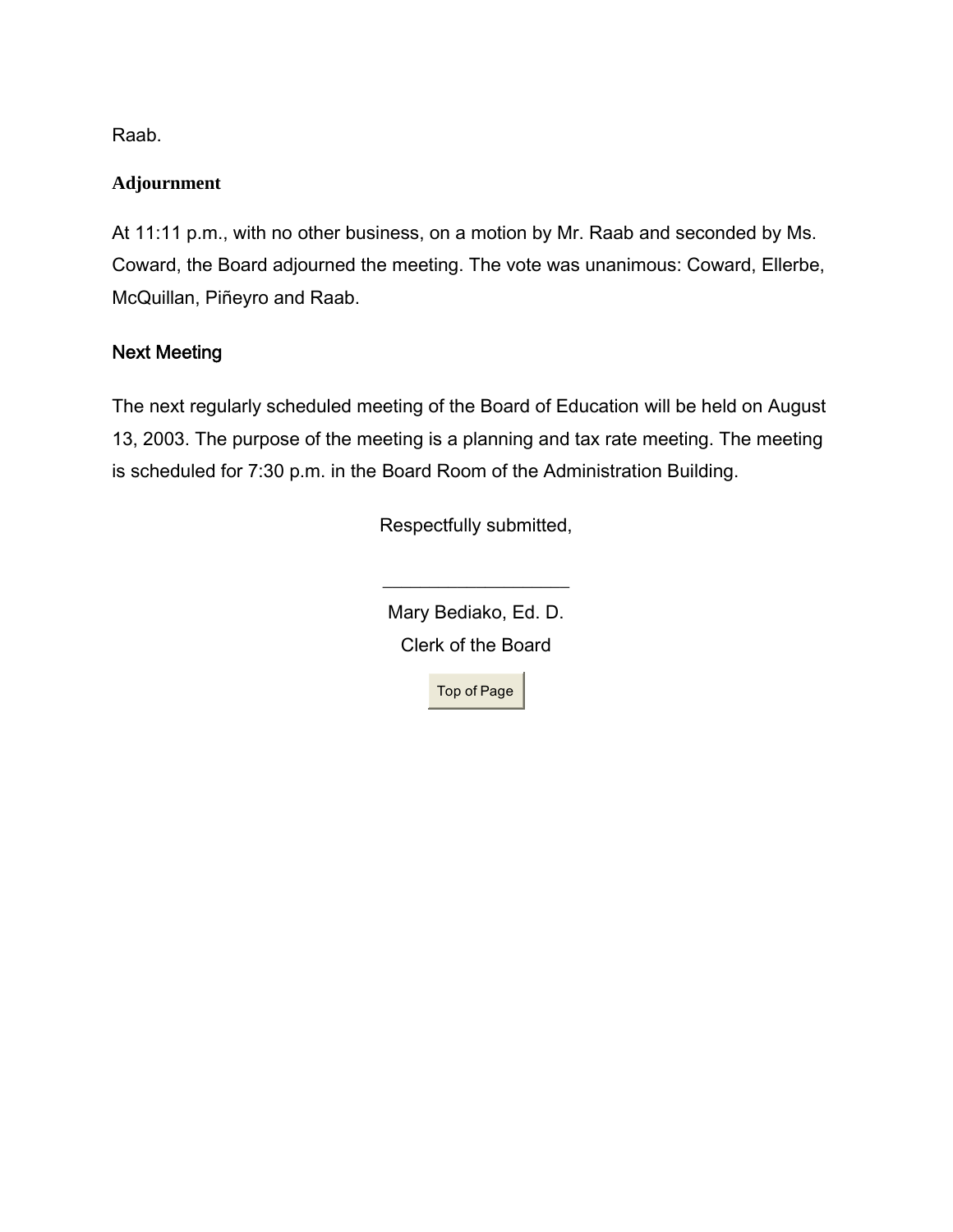Raab.

### Adjournment

At 11:11 p.m., with no other business, on a motion by Mr. Raab and seconded by Ms. Coward, the Board adjourned the meeting. The vote was unanimous: Coward, Ellerbe, McQuillan, Piñeyro and Raab.

### Next Meeting

The next regularly scheduled meeting of the Board of Education will be held on August 13, 2003. The purpose of the meeting is a planning and tax rate meeting. The meeting is scheduled for 7:30 p.m. in the Board Room of the Administration Building.

Respectfully submitted,

\_\_\_\_\_\_\_\_\_\_\_\_\_\_\_\_\_\_\_\_

Mary Bediako, Ed. D.

Clerk of the Board

Top of Page